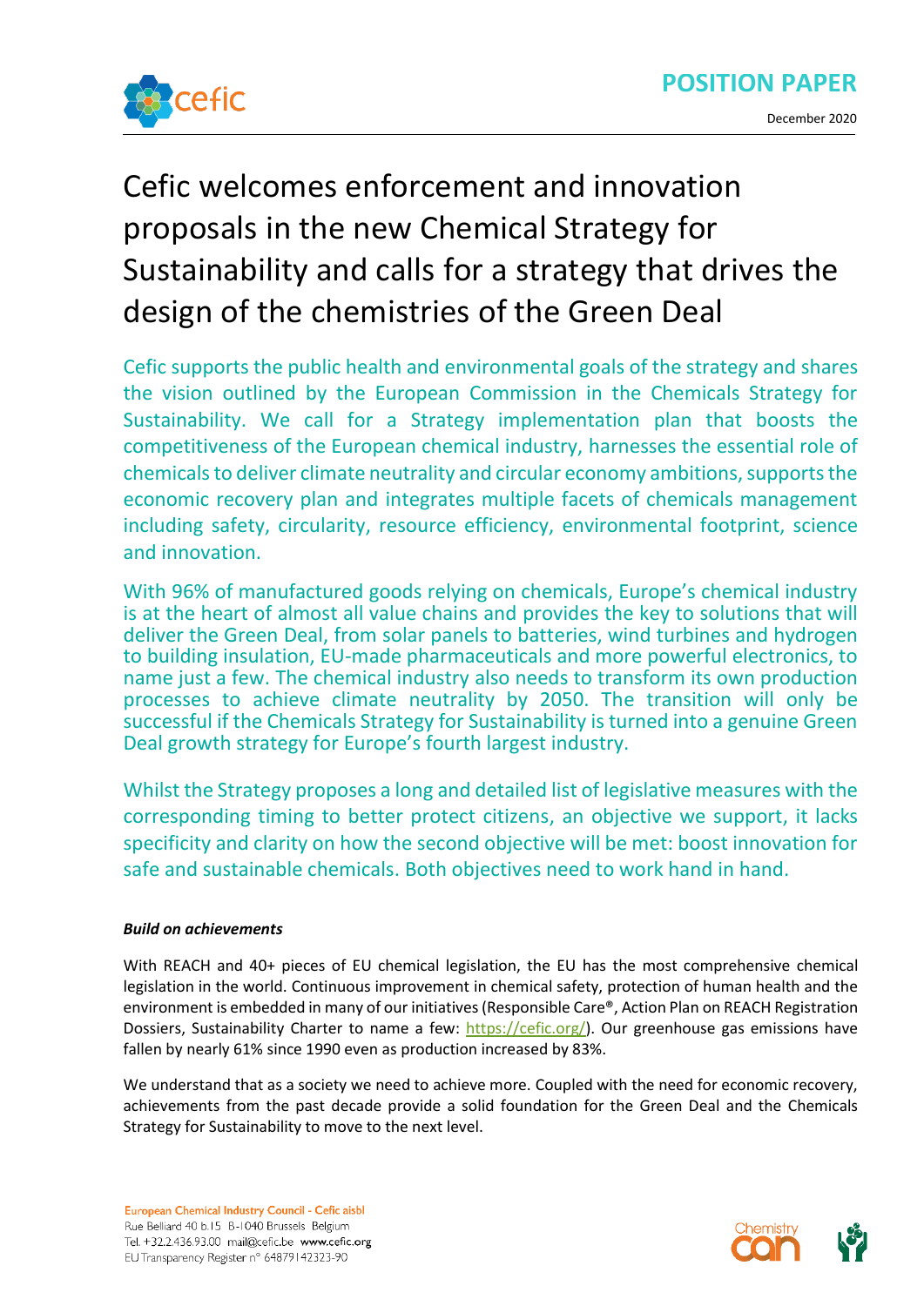POSITION PAPER

December 2020

# Cefic welcomes enforcement and innovation proposals in the new Chemical Strategy for Sustainability and calls for a strategy that drives the design of the chemistries of the Green Deal

Cefic supports the public health and environmental goals of the strategy and shares the vision outlined by the European Commission in the Chemicals Strategy for Sustainability. We call for a Strategy implementation plan that boosts the competitiveness of the European chemical industry, harnesses the essential role of chemicals to deliver climate neutrality and circular economy ambitions, supports the economic recovery plan and integrates multiple facets of chemicals management including safety, circularity, resource efficiency, environmental footprint, science and innovation.

With 96% of manufactured goods relying on chemicals, Europe's chemical industry is at the heart of almost all value chains and provides the key to solutions that will deliver the Green Deal, from solar panels to batteries, wind turbines and hydrogen to building insulation, EU-made pharmaceuticals and more powerful electronics, to name just a few. The chemical industry also needs to transform its own production processes to achieve climate neutrality by 2050. The transition will only be successful if the Chemicals Strategy for Sustainability is turned into a genuine Green Deal growth strategy for Europe's fourth largest industry.

Whilst the Strategy proposes a long and detailed list of legislative measures with the corresponding timing to better protect citizens, an objective we support, it lacks specificity and clarity on how the second objective will be met: boost innovation for safe and sustainable chemicals. Both objectives need to work hand in hand.

***Build on achievements***

With REACH and 40+ pieces of EU chemical legislation, the EU has the most comprehensive chemical legislation in the world. Continuous improvement in chemical safety, protection of human health and the environment is embedded in many of our initiatives (Responsible Care®, Action Plan on REACH Registration Dossiers, Sustainability Charter to name a few: https://cefic.org/). Our greenhouse gas emissions have fallen by nearly 61% since 1990 even as production increased by 83%.

We understand that as a society we need to achieve more. Coupled with the need for economic recovery, achievements from the past decade provide a solid foundation for the Green Deal and the Chemicals Strategy for Sustainability to move to the next level.

European Chemical Industry Council - Cefic aisbl
Rue Belliard 40 b.15 B-1040 Brussels Belgium
Tel. +32.2.436.93.00 mail@cefic.be www.cefic.org
EU Transparency Register n° 64879142323-90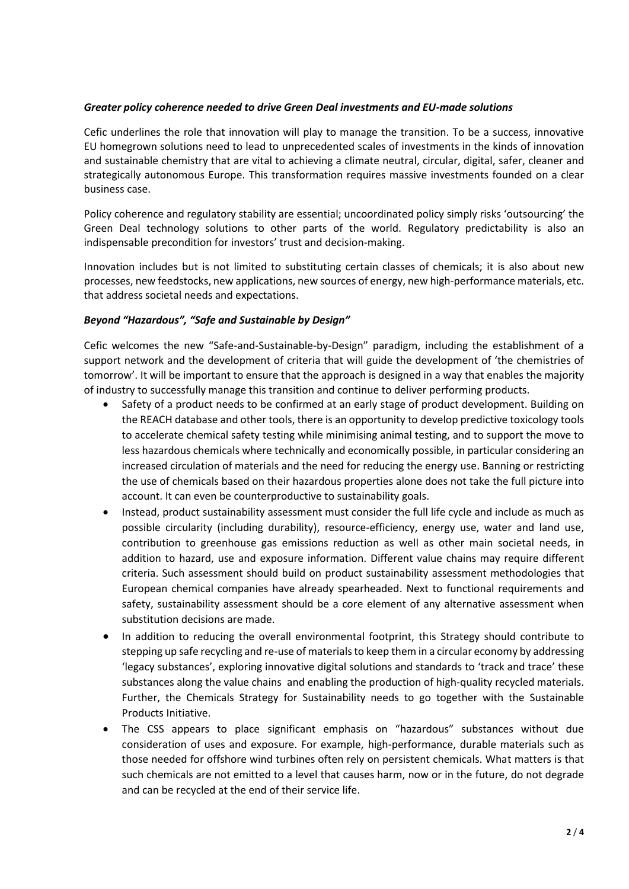***Greater policy coherence needed to drive Green Deal investments and EU-made solutions***

Cefic underlines the role that innovation will play to manage the transition. To be a success, innovative EU homegrown solutions need to lead to unprecedented scales of investments in the kinds of innovation and sustainable chemistry that are vital to achieving a climate neutral, circular, digital, safer, cleaner and strategically autonomous Europe. This transformation requires massive investments founded on a clear business case.

Policy coherence and regulatory stability are essential; uncoordinated policy simply risks 'outsourcing' the Green Deal technology solutions to other parts of the world. Regulatory predictability is also an indispensable precondition for investors' trust and decision-making.

Innovation includes but is not limited to substituting certain classes of chemicals; it is also about new processes, new feedstocks, new applications, new sources of energy, new high-performance materials, etc. that address societal needs and expectations.

***Beyond "Hazardous", "Safe and Sustainable by Design"***

Cefic welcomes the new "Safe-and-Sustainable-by-Design" paradigm, including the establishment of a support network and the development of criteria that will guide the development of 'the chemistries of tomorrow'. It will be important to ensure that the approach is designed in a way that enables the majority of industry to successfully manage this transition and continue to deliver performing products.

- Safety of a product needs to be confirmed at an early stage of product development. Building on the REACH database and other tools, there is an opportunity to develop predictive toxicology tools to accelerate chemical safety testing while minimising animal testing, and to support the move to less hazardous chemicals where technically and economically possible, in particular considering an increased circulation of materials and the need for reducing the energy use. Banning or restricting the use of chemicals based on their hazardous properties alone does not take the full picture into account. It can even be counterproductive to sustainability goals.
- Instead, product sustainability assessment must consider the full life cycle and include as much as possible circularity (including durability), resource-efficiency, energy use, water and land use, contribution to greenhouse gas emissions reduction as well as other main societal needs, in addition to hazard, use and exposure information. Different value chains may require different criteria. Such assessment should build on product sustainability assessment methodologies that European chemical companies have already spearheaded. Next to functional requirements and safety, sustainability assessment should be a core element of any alternative assessment when substitution decisions are made.
- In addition to reducing the overall environmental footprint, this Strategy should contribute to stepping up safe recycling and re-use of materials to keep them in a circular economy by addressing 'legacy substances', exploring innovative digital solutions and standards to 'track and trace' these substances along the value chains and enabling the production of high-quality recycled materials. Further, the Chemicals Strategy for Sustainability needs to go together with the Sustainable Products Initiative.
- The CSS appears to place significant emphasis on "hazardous" substances without due consideration of uses and exposure. For example, high-performance, durable materials such as those needed for offshore wind turbines often rely on persistent chemicals. What matters is that such chemicals are not emitted to a level that causes harm, now or in the future, do not degrade and can be recycled at the end of their service life.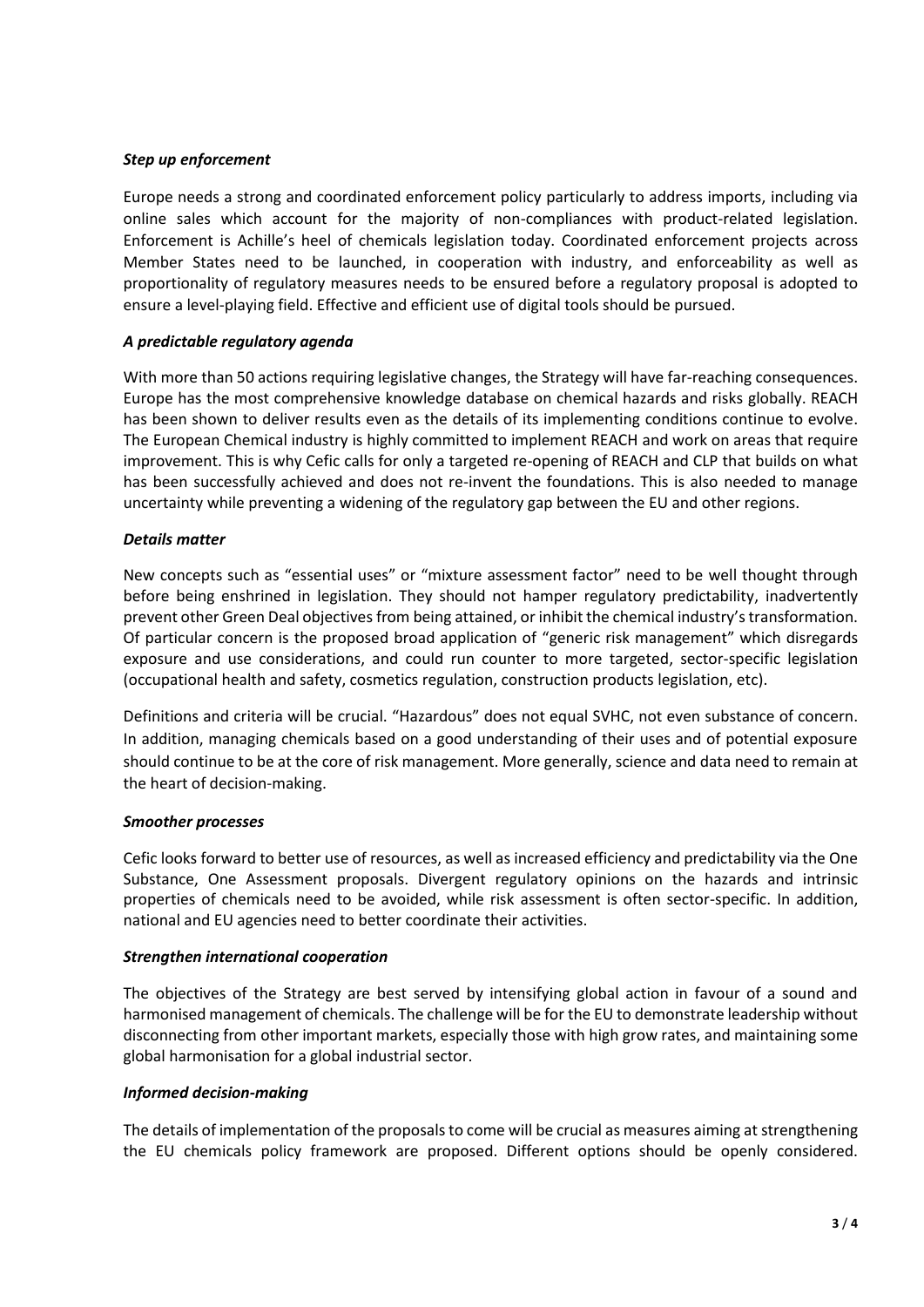***Step up enforcement***

Europe needs a strong and coordinated enforcement policy particularly to address imports, including via online sales which account for the majority of non-compliances with product-related legislation. Enforcement is Achille's heel of chemicals legislation today. Coordinated enforcement projects across Member States need to be launched, in cooperation with industry, and enforceability as well as proportionality of regulatory measures needs to be ensured before a regulatory proposal is adopted to ensure a level-playing field. Effective and efficient use of digital tools should be pursued.

***A predictable regulatory agenda***

With more than 50 actions requiring legislative changes, the Strategy will have far-reaching consequences. Europe has the most comprehensive knowledge database on chemical hazards and risks globally. REACH has been shown to deliver results even as the details of its implementing conditions continue to evolve. The European Chemical industry is highly committed to implement REACH and work on areas that require improvement. This is why Cefic calls for only a targeted re-opening of REACH and CLP that builds on what has been successfully achieved and does not re-invent the foundations. This is also needed to manage uncertainty while preventing a widening of the regulatory gap between the EU and other regions.

***Details matter***

New concepts such as "essential uses" or "mixture assessment factor" need to be well thought through before being enshrined in legislation. They should not hamper regulatory predictability, inadvertently prevent other Green Deal objectives from being attained, or inhibit the chemical industry's transformation. Of particular concern is the proposed broad application of "generic risk management" which disregards exposure and use considerations, and could run counter to more targeted, sector-specific legislation (occupational health and safety, cosmetics regulation, construction products legislation, etc).

Definitions and criteria will be crucial. "Hazardous" does not equal SVHC, not even substance of concern. In addition, managing chemicals based on a good understanding of their uses and of potential exposure should continue to be at the core of risk management. More generally, science and data need to remain at the heart of decision-making.

***Smoother processes***

Cefic looks forward to better use of resources, as well as increased efficiency and predictability via the One Substance, One Assessment proposals. Divergent regulatory opinions on the hazards and intrinsic properties of chemicals need to be avoided, while risk assessment is often sector-specific. In addition, national and EU agencies need to better coordinate their activities.

***Strengthen international cooperation***

The objectives of the Strategy are best served by intensifying global action in favour of a sound and harmonised management of chemicals. The challenge will be for the EU to demonstrate leadership without disconnecting from other important markets, especially those with high grow rates, and maintaining some global harmonisation for a global industrial sector.

***Informed decision-making***

The details of implementation of the proposals to come will be crucial as measures aiming at strengthening the EU chemicals policy framework are proposed. Different options should be openly considered.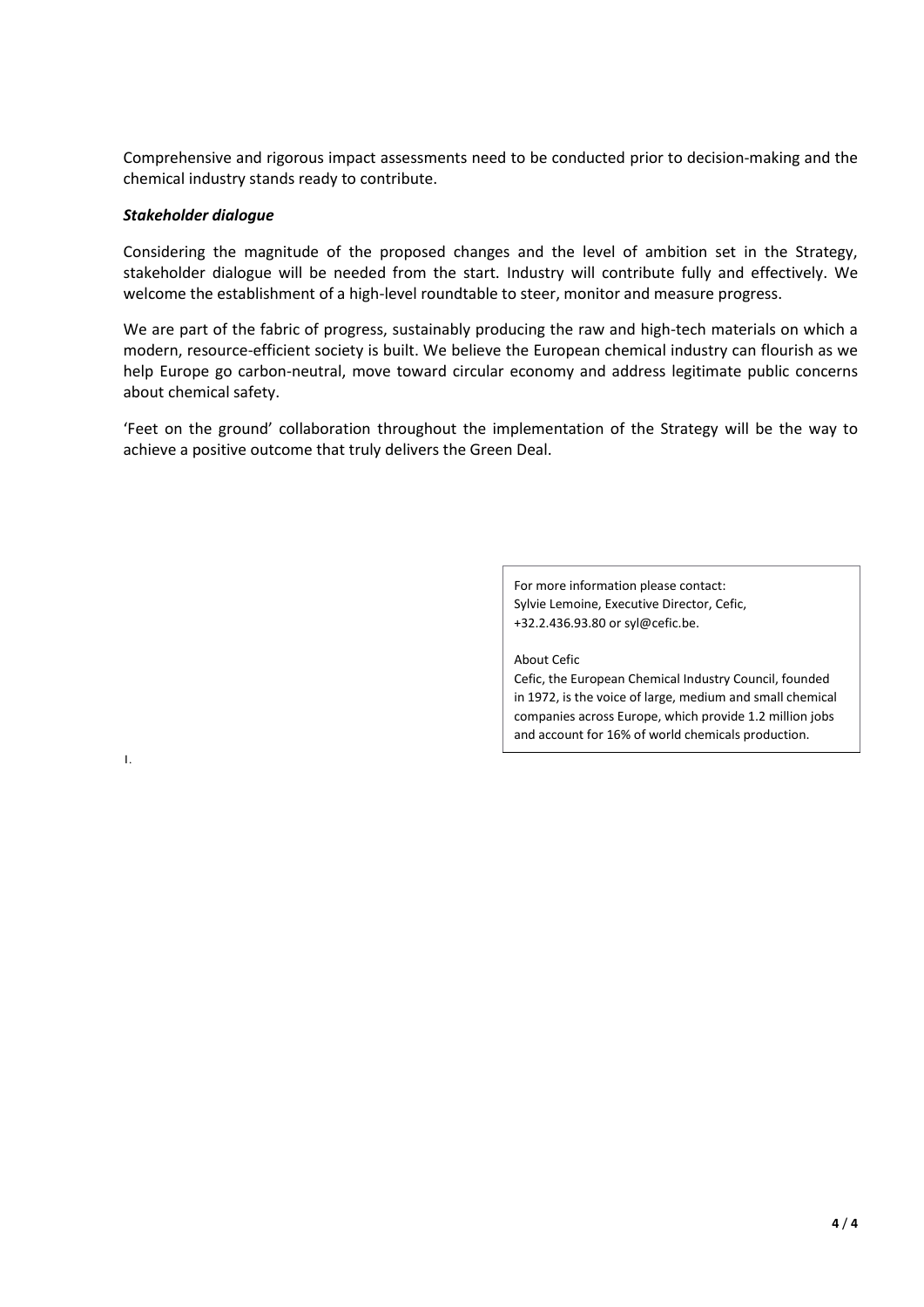Comprehensive and rigorous impact assessments need to be conducted prior to decision-making and the chemical industry stands ready to contribute.

***Stakeholder dialogue***

Considering the magnitude of the proposed changes and the level of ambition set in the Strategy, stakeholder dialogue will be needed from the start. Industry will contribute fully and effectively. We welcome the establishment of a high-level roundtable to steer, monitor and measure progress.

We are part of the fabric of progress, sustainably producing the raw and high-tech materials on which a modern, resource-efficient society is built. We believe the European chemical industry can flourish as we help Europe go carbon-neutral, move toward circular economy and address legitimate public concerns about chemical safety.

'Feet on the ground' collaboration throughout the implementation of the Strategy will be the way to achieve a positive outcome that truly delivers the Green Deal.

For more information please contact:
Sylvie Lemoine, Executive Director, Cefic,
+32.2.436.93.80 or syl@cefic.be.

About Cefic

Cefic, the European Chemical Industry Council, founded in 1972, is the voice of large, medium and small chemical companies across Europe, which provide 1.2 million jobs and account for 16% of world chemicals production.

I.